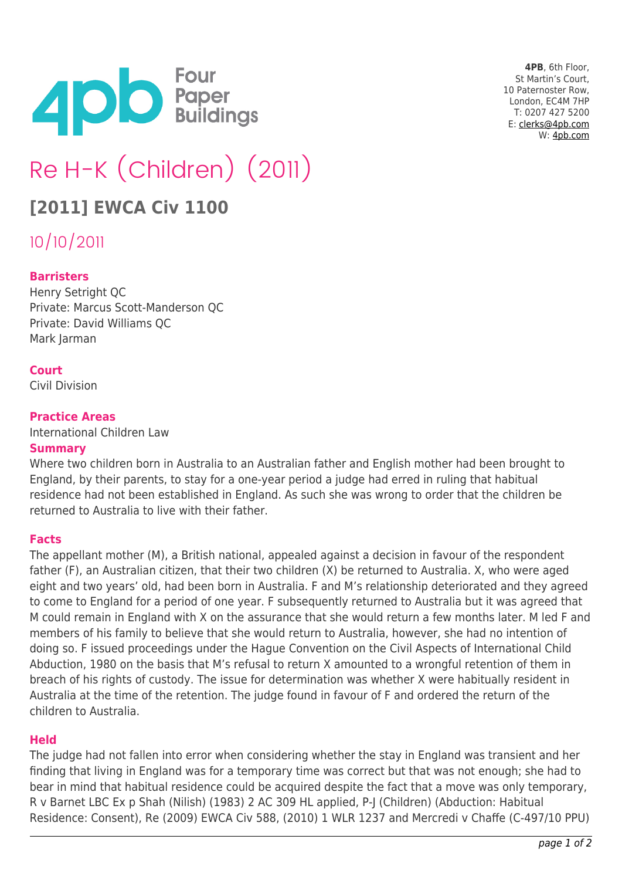**4PB**, 6th Floor,
St Martin's Court,
10 Paternoster Row,
London, EC4M 7HP
T: 0207 427 5200
E: clerks@4pb.com
W: 4pb.com

# Re H-K (Children) (2011)

## [2011] EWCA Civ 1100

10/10/2011

**Barristers**
Henry Setright QC
Private: Marcus Scott-Manderson QC
Private: David Williams QC
Mark Jarman

**Court**
Civil Division

**Practice Areas**
International Children Law

**Summary**
Where two children born in Australia to an Australian father and English mother had been brought to England, by their parents, to stay for a one-year period a judge had erred in ruling that habitual residence had not been established in England. As such she was wrong to order that the children be returned to Australia to live with their father.

**Facts**
The appellant mother (M), a British national, appealed against a decision in favour of the respondent father (F), an Australian citizen, that their two children (X) be returned to Australia. X, who were aged eight and two years' old, had been born in Australia. F and M's relationship deteriorated and they agreed to come to England for a period of one year. F subsequently returned to Australia but it was agreed that M could remain in England with X on the assurance that she would return a few months later. M led F and members of his family to believe that she would return to Australia, however, she had no intention of doing so. F issued proceedings under the Hague Convention on the Civil Aspects of International Child Abduction, 1980 on the basis that M's refusal to return X amounted to a wrongful retention of them in breach of his rights of custody. The issue for determination was whether X were habitually resident in Australia at the time of the retention. The judge found in favour of F and ordered the return of the children to Australia.

**Held**
The judge had not fallen into error when considering whether the stay in England was transient and her finding that living in England was for a temporary time was correct but that was not enough; she had to bear in mind that habitual residence could be acquired despite the fact that a move was only temporary, R v Barnet LBC Ex p Shah (Nilish) (1983) 2 AC 309 HL applied, P-J (Children) (Abduction: Habitual Residence: Consent), Re (2009) EWCA Civ 588, (2010) 1 WLR 1237 and Mercredi v Chaffe (C-497/10 PPU)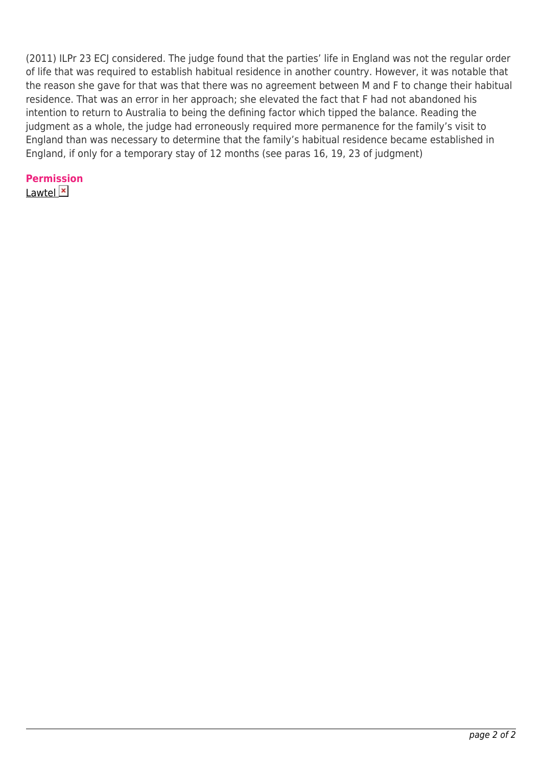(2011) ILPr 23 ECJ considered. The judge found that the parties' life in England was not the regular order of life that was required to establish habitual residence in another country. However, it was notable that the reason she gave for that was that there was no agreement between M and F to change their habitual residence. That was an error in her approach; she elevated the fact that F had not abandoned his intention to return to Australia to being the defining factor which tipped the balance. Reading the judgment as a whole, the judge had erroneously required more permanence for the family's visit to England than was necessary to determine that the family's habitual residence became established in England, if only for a temporary stay of 12 months (see paras 16, 19, 23 of judgment)

**Permission**

Lawtel